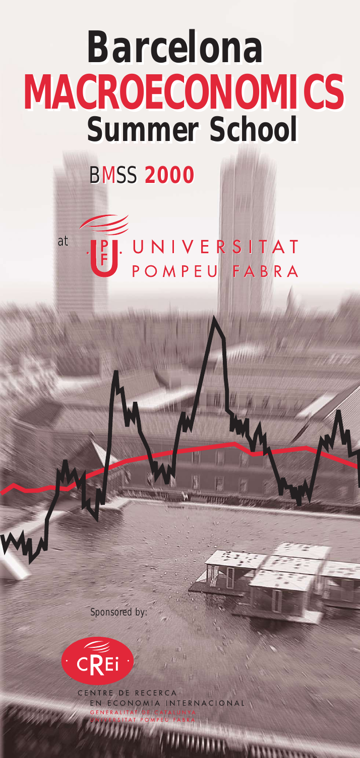# Barcelona MACROECONOMICS Summer School

## BMSS 2000

at UNIVERSITAT POMPEU FABRA

Sponsored by:

CREi

CENTRE DE RECERCA EN ECONOMIA INTERNACIONAL

GENERALITAT DE CATALUNYA

UNIVERSITAT POMPEU FABRA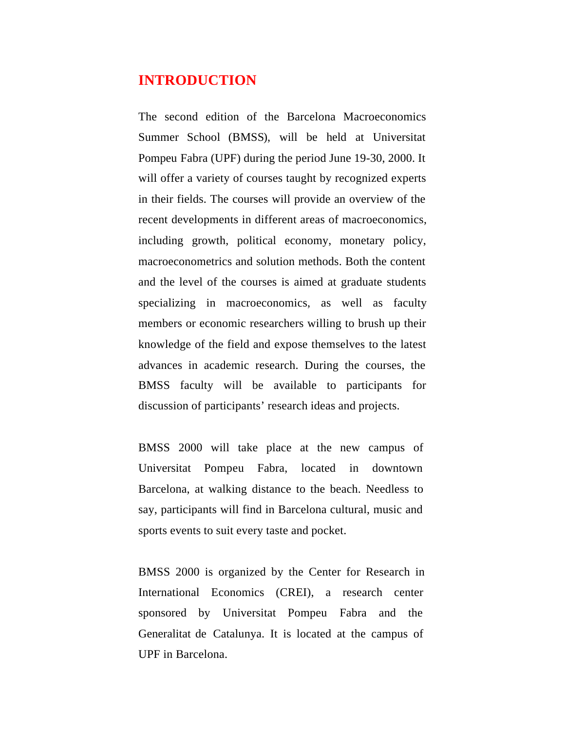# INTRODUCTION

The second edition of the Barcelona Macroeconomics Summer School (BMSS), will be held at Universitat Pompeu Fabra (UPF) during the period June 19-30, 2000. It will offer a variety of courses taught by recognized experts in their fields. The courses will provide an overview of the recent developments in different areas of macroeconomics, including growth, political economy, monetary policy, macroeconometrics and solution methods. Both the content and the level of the courses is aimed at graduate students specializing in macroeconomics, as well as faculty members or economic researchers willing to brush up their knowledge of the field and expose themselves to the latest advances in academic research. During the courses, the BMSS faculty will be available to participants for discussion of participants' research ideas and projects.

BMSS 2000 will take place at the new campus of Universitat Pompeu Fabra, located in downtown Barcelona, at walking distance to the beach. Needless to say, participants will find in Barcelona cultural, music and sports events to suit every taste and pocket.

BMSS 2000 is organized by the Center for Research in International Economics (CREI), a research center sponsored by Universitat Pompeu Fabra and the Generalitat de Catalunya. It is located at the campus of UPF in Barcelona.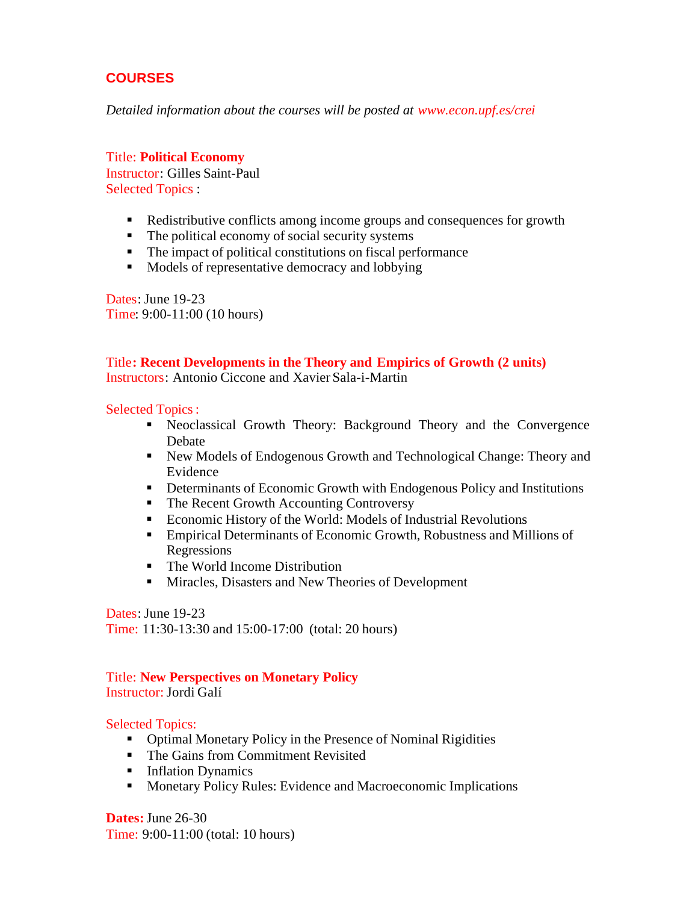## COURSES

*Detailed information about the courses will be posted at www.econ.upf.es/crei*

Title: **Political Economy**
Instructor: Gilles Saint-Paul
Selected Topics :

- Redistributive conflicts among income groups and consequences for growth
- The political economy of social security systems
- The impact of political constitutions on fiscal performance
- Models of representative democracy and lobbying

Dates: June 19-23
Time: 9:00-11:00 (10 hours)

Title**: Recent Developments in the Theory and Empirics of Growth (2 units)**
Instructors: Antonio Ciccone and Xavier Sala-i-Martin

Selected Topics :

- Neoclassical Growth Theory: Background Theory and the Convergence Debate
- New Models of Endogenous Growth and Technological Change: Theory and Evidence
- Determinants of Economic Growth with Endogenous Policy and Institutions
- The Recent Growth Accounting Controversy
- Economic History of the World: Models of Industrial Revolutions
- Empirical Determinants of Economic Growth, Robustness and Millions of Regressions
- The World Income Distribution
- Miracles, Disasters and New Theories of Development

Dates: June 19-23
Time: 11:30-13:30 and 15:00-17:00 (total: 20 hours)

Title: **New Perspectives on Monetary Policy**
Instructor: Jordi Galí

Selected Topics:

- Optimal Monetary Policy in the Presence of Nominal Rigidities
- The Gains from Commitment Revisited
- Inflation Dynamics
- Monetary Policy Rules: Evidence and Macroeconomic Implications

**Dates:** June 26-30
Time: 9:00-11:00 (total: 10 hours)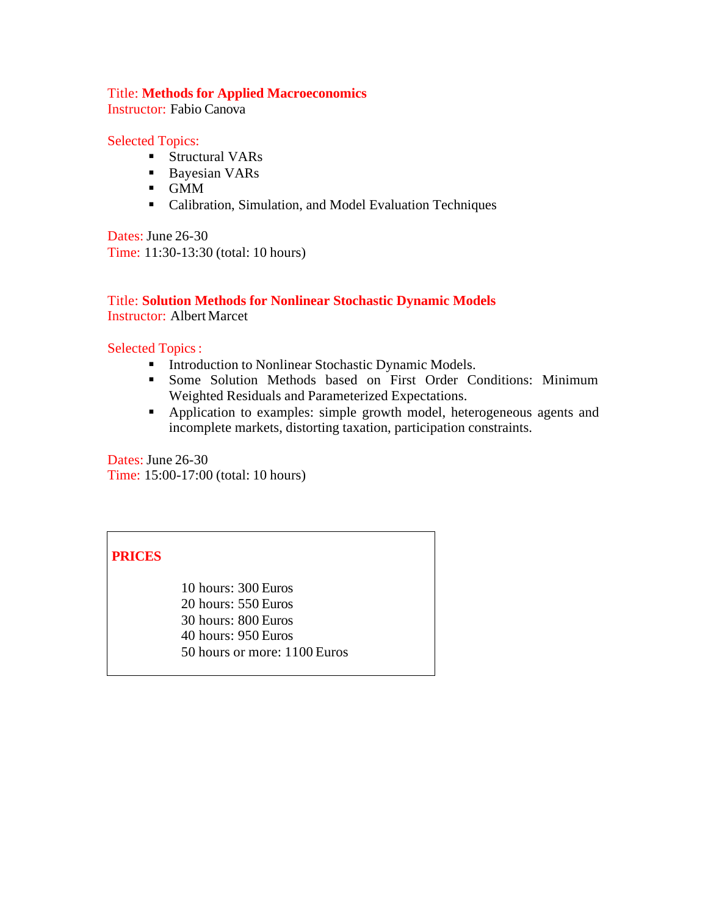Title: **Methods for Applied Macroeconomics**
Instructor: Fabio Canova

Selected Topics:

- Structural VARs
- Bayesian VARs
- GMM
- Calibration, Simulation, and Model Evaluation Techniques

Dates: June 26-30
Time: 11:30-13:30 (total: 10 hours)

Title: **Solution Methods for Nonlinear Stochastic Dynamic Models**
Instructor: Albert Marcet

Selected Topics :

- Introduction to Nonlinear Stochastic Dynamic Models.
- Some Solution Methods based on First Order Conditions: Minimum Weighted Residuals and Parameterized Expectations.
- Application to examples: simple growth model, heterogeneous agents and incomplete markets, distorting taxation, participation constraints.

Dates: June 26-30
Time: 15:00-17:00 (total: 10 hours)

**PRICES**

10 hours: 300 Euros
20 hours: 550 Euros
30 hours: 800 Euros
40 hours: 950 Euros
50 hours or more: 1100 Euros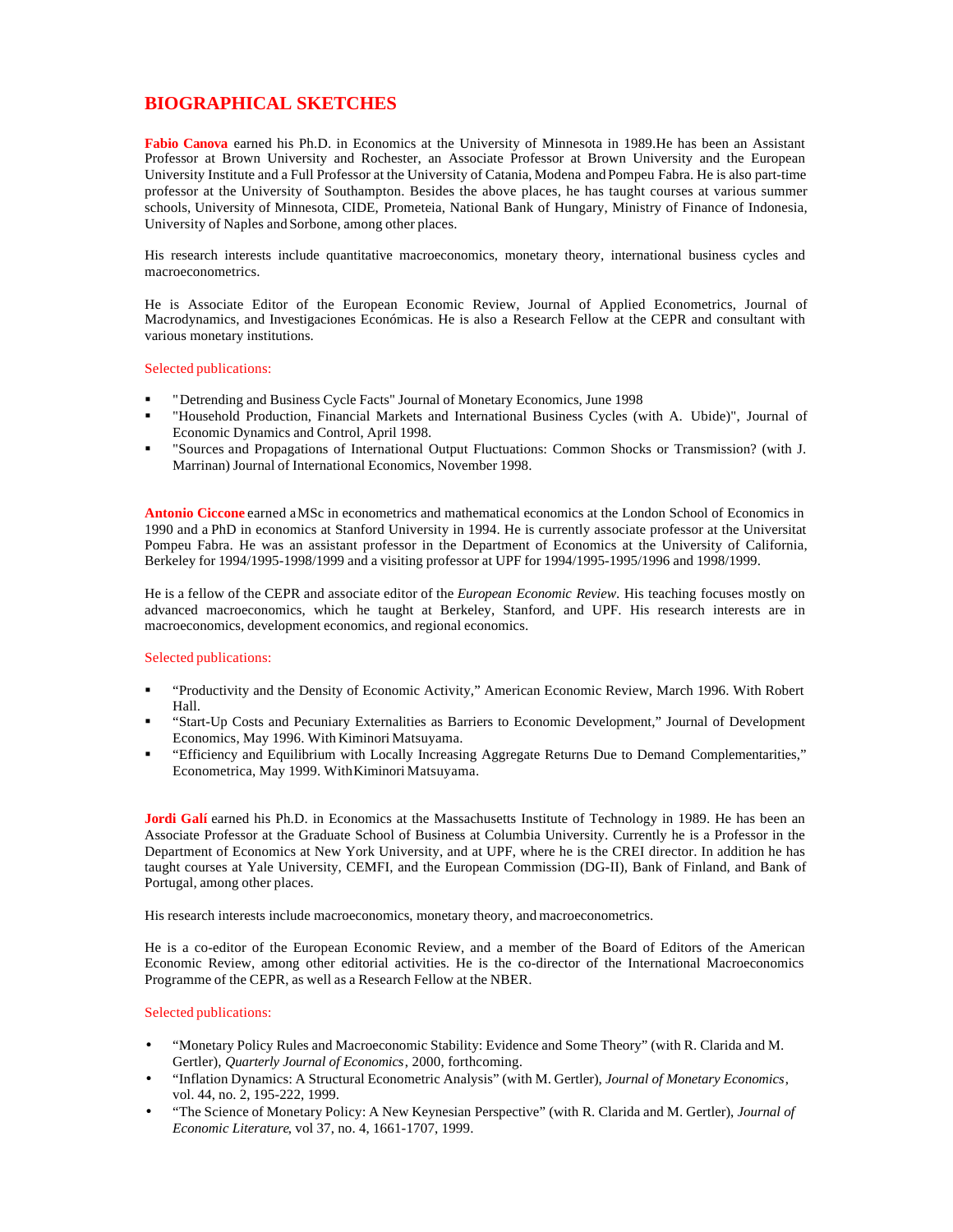# BIOGRAPHICAL SKETCHES

**Fabio Canova** earned his Ph.D. in Economics at the University of Minnesota in 1989.He has been an Assistant Professor at Brown University and Rochester, an Associate Professor at Brown University and the European University Institute and a Full Professor at the University of Catania, Modena and Pompeu Fabra. He is also part-time professor at the University of Southampton. Besides the above places, he has taught courses at various summer schools, University of Minnesota, CIDE, Prometeia, National Bank of Hungary, Ministry of Finance of Indonesia, University of Naples and Sorbone, among other places.

His research interests include quantitative macroeconomics, monetary theory, international business cycles and macroeconometrics.

He is Associate Editor of the European Economic Review, Journal of Applied Econometrics, Journal of Macrodynamics, and Investigaciones Económicas. He is also a Research Fellow at the CEPR and consultant with various monetary institutions.

Selected publications:

- "Detrending and Business Cycle Facts" Journal of Monetary Economics, June 1998
- "Household Production, Financial Markets and International Business Cycles (with A. Ubide)", Journal of Economic Dynamics and Control, April 1998.
- "Sources and Propagations of International Output Fluctuations: Common Shocks or Transmission? (with J. Marrinan) Journal of International Economics, November 1998.

**Antonio Ciccone** earned a MSc in econometrics and mathematical economics at the London School of Economics in 1990 and a PhD in economics at Stanford University in 1994. He is currently associate professor at the Universitat Pompeu Fabra. He was an assistant professor in the Department of Economics at the University of California, Berkeley for 1994/1995-1998/1999 and a visiting professor at UPF for 1994/1995-1995/1996 and 1998/1999.

He is a fellow of the CEPR and associate editor of the *European Economic Review*. His teaching focuses mostly on advanced macroeconomics, which he taught at Berkeley, Stanford, and UPF. His research interests are in macroeconomics, development economics, and regional economics.

Selected publications:

- "Productivity and the Density of Economic Activity," American Economic Review, March 1996. With Robert Hall.
- "Start-Up Costs and Pecuniary Externalities as Barriers to Economic Development," Journal of Development Economics, May 1996. With Kiminori Matsuyama.
- "Efficiency and Equilibrium with Locally Increasing Aggregate Returns Due to Demand Complementarities," Econometrica, May 1999. With Kiminori Matsuyama.

**Jordi Galí** earned his Ph.D. in Economics at the Massachusetts Institute of Technology in 1989. He has been an Associate Professor at the Graduate School of Business at Columbia University. Currently he is a Professor in the Department of Economics at New York University, and at UPF, where he is the CREI director. In addition he has taught courses at Yale University, CEMFI, and the European Commission (DG-II), Bank of Finland, and Bank of Portugal, among other places.

His research interests include macroeconomics, monetary theory, and macroeconometrics.

He is a co-editor of the European Economic Review, and a member of the Board of Editors of the American Economic Review, among other editorial activities. He is the co-director of the International Macroeconomics Programme of the CEPR, as well as a Research Fellow at the NBER.

Selected publications:

- "Monetary Policy Rules and Macroeconomic Stability: Evidence and Some Theory" (with R. Clarida and M. Gertler), *Quarterly Journal of Economics*, 2000, forthcoming.
- "Inflation Dynamics: A Structural Econometric Analysis" (with M. Gertler), *Journal of Monetary Economics*, vol. 44, no. 2, 195-222, 1999.
- "The Science of Monetary Policy: A New Keynesian Perspective" (with R. Clarida and M. Gertler), *Journal of Economic Literature*, vol 37, no. 4, 1661-1707, 1999.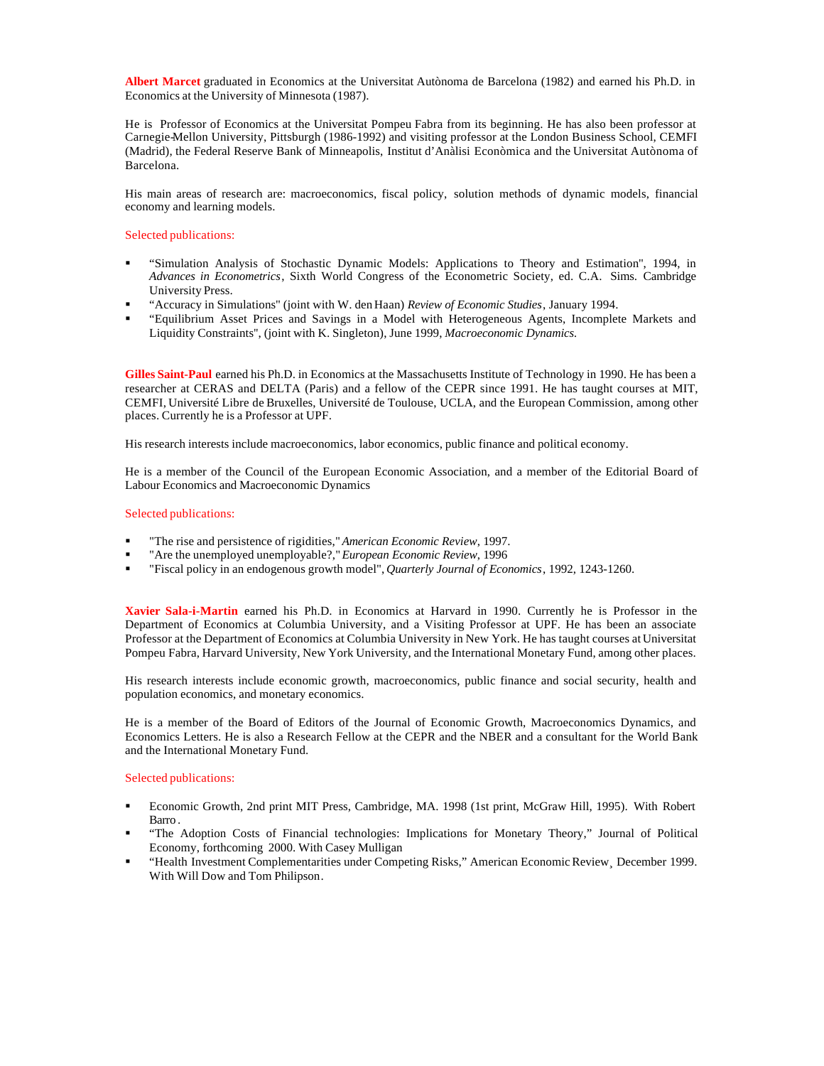**Albert Marcet** graduated in Economics at the Universitat Autònoma de Barcelona (1982) and earned his Ph.D. in Economics at the University of Minnesota (1987).

He is Professor of Economics at the Universitat Pompeu Fabra from its beginning. He has also been professor at Carnegie-Mellon University, Pittsburgh (1986-1992) and visiting professor at the London Business School, CEMFI (Madrid), the Federal Reserve Bank of Minneapolis, Institut d'Anàlisi Econòmica and the Universitat Autònoma of Barcelona.

His main areas of research are: macroeconomics, fiscal policy, solution methods of dynamic models, financial economy and learning models.

Selected publications:

- "Simulation Analysis of Stochastic Dynamic Models: Applications to Theory and Estimation", 1994, in *Advances in Econometrics*, Sixth World Congress of the Econometric Society, ed. C.A. Sims. Cambridge University Press.
- "Accuracy in Simulations" (joint with W. den Haan) *Review of Economic Studies*, January 1994.
- "Equilibrium Asset Prices and Savings in a Model with Heterogeneous Agents, Incomplete Markets and Liquidity Constraints", (joint with K. Singleton), June 1999, *Macroeconomic Dynamics.*

**Gilles Saint-Paul** earned his Ph.D. in Economics at the Massachusetts Institute of Technology in 1990. He has been a researcher at CERAS and DELTA (Paris) and a fellow of the CEPR since 1991. He has taught courses at MIT, CEMFI, Université Libre de Bruxelles, Université de Toulouse, UCLA, and the European Commission, among other places. Currently he is a Professor at UPF.

His research interests include macroeconomics, labor economics, public finance and political economy.

He is a member of the Council of the European Economic Association, and a member of the Editorial Board of Labour Economics and Macroeconomic Dynamics

Selected publications:

- "The rise and persistence of rigidities," *American Economic Review*, 1997.
- "Are the unemployed unemployable?," *European Economic Review*, 1996
- "Fiscal policy in an endogenous growth model", *Quarterly Journal of Economics*, 1992, 1243-1260.

**Xavier Sala-i-Martin** earned his Ph.D. in Economics at Harvard in 1990. Currently he is Professor in the Department of Economics at Columbia University, and a Visiting Professor at UPF. He has been an associate Professor at the Department of Economics at Columbia University in New York. He has taught courses at Universitat Pompeu Fabra, Harvard University, New York University, and the International Monetary Fund, among other places.

His research interests include economic growth, macroeconomics, public finance and social security, health and population economics, and monetary economics.

He is a member of the Board of Editors of the Journal of Economic Growth, Macroeconomics Dynamics, and Economics Letters. He is also a Research Fellow at the CEPR and the NBER and a consultant for the World Bank and the International Monetary Fund.

Selected publications:

- Economic Growth, 2nd print MIT Press, Cambridge, MA. 1998 (1st print, McGraw Hill, 1995). With Robert Barro.
- "The Adoption Costs of Financial technologies: Implications for Monetary Theory," Journal of Political Economy, forthcoming 2000. With Casey Mulligan
- "Health Investment Complementarities under Competing Risks," American Economic Review¸ December 1999. With Will Dow and Tom Philipson.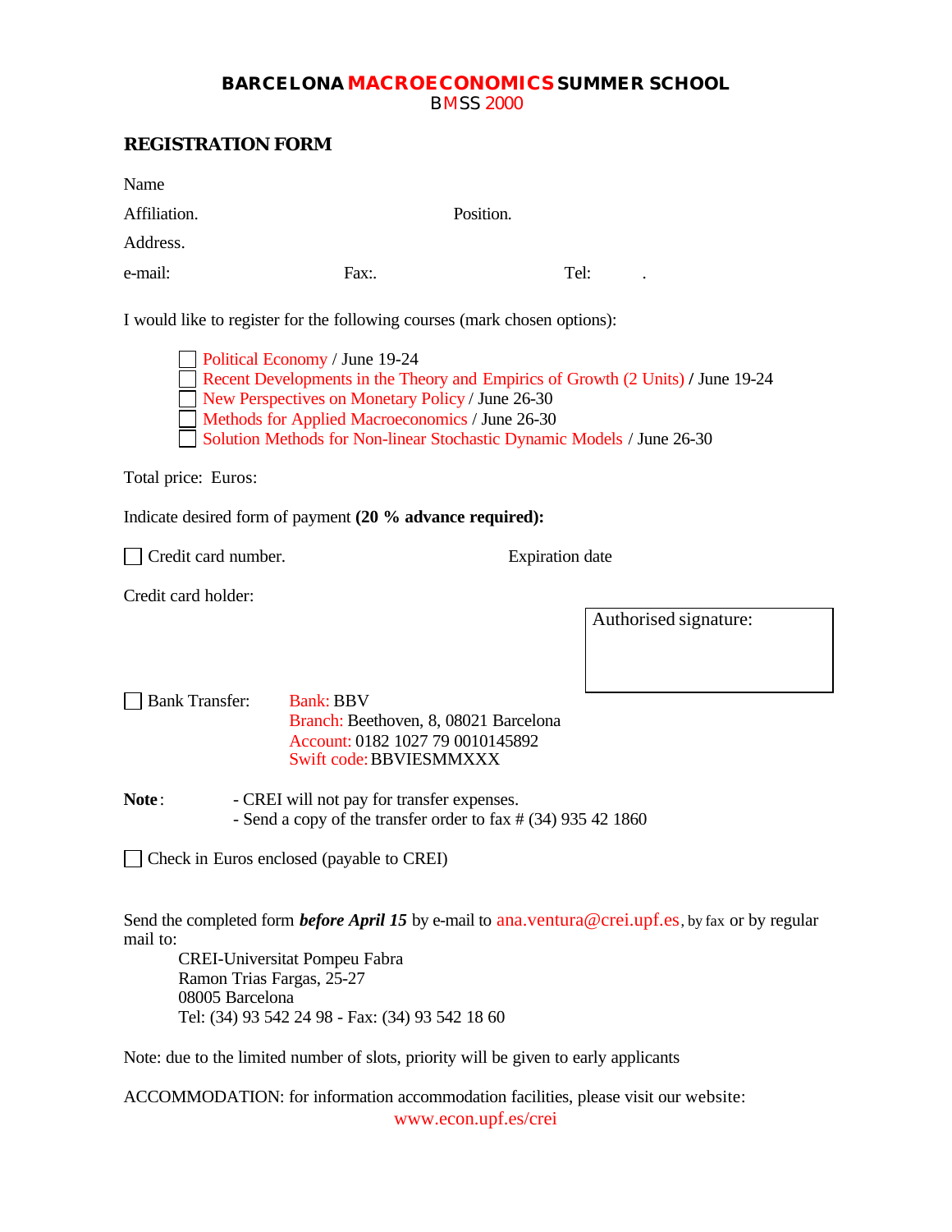# BARCELONA MACROECONOMICS SUMMER SCHOOL

BMSS 2000

## REGISTRATION FORM

Name

Affiliation. Position.

Address.

e-mail: Fax:. Tel: .

I would like to register for the following courses (mark chosen options):

- [ ] Political Economy / June 19-24
- [ ] Recent Developments in the Theory and Empirics of Growth (2 Units) / June 19-24
- [ ] New Perspectives on Monetary Policy / June 26-30
- [ ] Methods for Applied Macroeconomics / June 26-30
- [ ] Solution Methods for Non-linear Stochastic Dynamic Models / June 26-30

Total price: Euros:

Indicate desired form of payment **(20 % advance required):**

- [ ] Credit card number. Expiration date

Credit card holder:

Authorised signature:

- [ ] Bank Transfer:

  Bank: BBV
  Branch: Beethoven, 8, 08021 Barcelona
  Account: 0182 1027 79 0010145892
  Swift code: BBVIESMMXXX

**Note**:
- CREI will not pay for transfer expenses.
- Send a copy of the transfer order to fax # (34) 935 42 1860

- [ ] Check in Euros enclosed (payable to CREI)

Send the completed form ***before April 15*** by e-mail to ana.ventura@crei.upf.es, by fax or by regular mail to:

CREI-Universitat Pompeu Fabra
Ramon Trias Fargas, 25-27
08005 Barcelona
Tel: (34) 93 542 24 98 - Fax: (34) 93 542 18 60

Note: due to the limited number of slots, priority will be given to early applicants

ACCOMMODATION: for information accommodation facilities, please visit our website:
www.econ.upf.es/crei